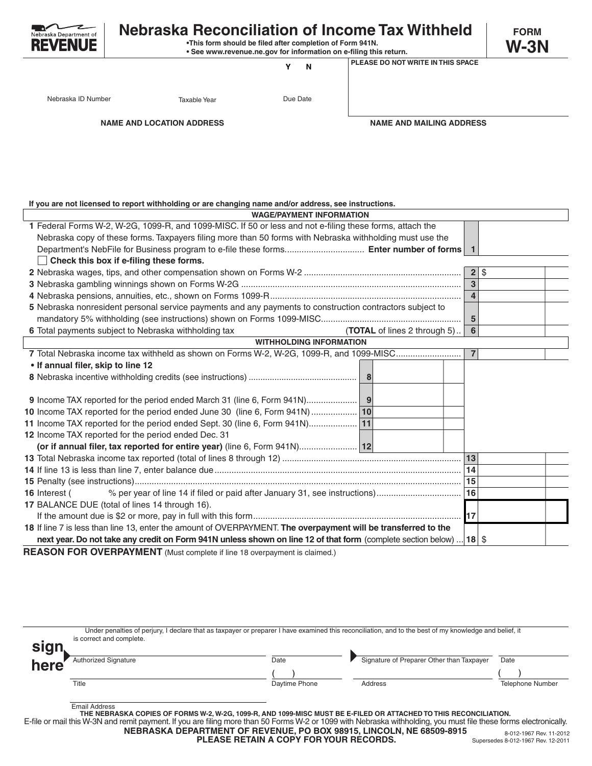Nebraska Department of **REVENUE**

# Nebraska Reconciliation of Income Tax Withheld

**FORM W-3N**

- **This form should be filed after completion of Form 941N.**
- **See www.revenue.ne.gov for information on e-filing this return.**

| Nebraska ID Number | Taxable Year | Y N Due Date | PLEASE DO NOT WRITE IN THIS SPACE |
|---|---|---|---|

**NAME AND LOCATION ADDRESS** | **NAME AND MAILING ADDRESS**

**If you are not licensed to report withholding or are changing name and/or address, see instructions.**

## WAGE/PAYMENT INFORMATION

| Line | Description | Line | Amount |
|---|---|---|---|
| 1 | Federal Forms W-2, W-2G, 1099-R, and 1099-MISC. If 50 or less and not e-filing these forms, attach the Nebraska copy of these forms. Taxpayers filing more than 50 forms with Nebraska withholding must use the Department's NebFile for Business program to e-file these forms................................ **Enter number of forms** ☐ **Check this box if e-filing these forms.** | 1 | |
| 2 | Nebraska wages, tips, and other compensation shown on Forms W-2 | 2 | $ |
| 3 | Nebraska gambling winnings shown on Forms W-2G | 3 | |
| 4 | Nebraska pensions, annuities, etc., shown on Forms 1099-R | 4 | |
| 5 | Nebraska nonresident personal service payments and any payments to construction contractors subject to mandatory 5% withholding (see instructions) shown on Forms 1099-MISC | 5 | |
| 6 | Total payments subject to Nebraska withholding tax (**TOTAL** of lines 2 through 5) | 6 | |

## WITHHOLDING INFORMATION

| Line | Description | Line | Amount | Line | Amount |
|---|---|---|---|---|---|
| 7 | Total Nebraska income tax withheld as shown on Forms W-2, W-2G, 1099-R, and 1099-MISC | | | 7 | |
| | **• If annual filer, skip to line 12** | | | | |
| 8 | Nebraska incentive withholding credits (see instructions) | 8 | | | |
| 9 | Income TAX reported for the period ended March 31 (line 6, Form 941N) | 9 | | | |
| 10 | Income TAX reported for the period ended June 30 (line 6, Form 941N) | 10 | | | |
| 11 | Income TAX reported for the period ended Sept. 30 (line 6, Form 941N) | 11 | | | |
| 12 | Income TAX reported for the period ended Dec. 31 **(or if annual filer, tax reported for entire year)** (line 6, Form 941N) | 12 | | | |
| 13 | Total Nebraska income tax reported (total of lines 8 through 12) | | | 13 | |
| 14 | If line 13 is less than line 7, enter balance due | | | 14 | |
| 15 | Penalty (see instructions) | | | 15 | |
| 16 | Interest ( % per year of line 14 if filed or paid after January 31, see instructions) | | | 16 | |
| 17 | BALANCE DUE (total of lines 14 through 16). If the amount due is $2 or more, pay in full with this form | | | 17 | |
| 18 | If line 7 is less than line 13, enter the amount of OVERPAYMENT. **The overpayment will be transferred to the next year. Do not take any credit on Form 941N unless shown on line 12 of that form** (complete section below) | | | 18 | $ |

**REASON FOR OVERPAYMENT** (Must complete if line 18 overpayment is claimed.)

**sign here**

Under penalties of perjury, I declare that as taxpayer or preparer I have examined this reconciliation, and to the best of my knowledge and belief, it is correct and complete.

| Authorized Signature | Date | Signature of Preparer Other than Taxpayer | Date |
|---|---|---|---|
| Title | Daytime Phone ( ) | Address | Telephone Number ( ) |
| Email Address | | | |

**THE NEBRASKA COPIES OF FORMS W-2, W-2G, 1099-R, AND 1099-MISC MUST BE E-FILED OR ATTACHED TO THIS RECONCILIATION.**

E-file or mail this W-3N and remit payment. If you are filing more than 50 Forms W-2 or 1099 with Nebraska withholding, you must file these forms electronically.

**NEBRASKA DEPARTMENT OF REVENUE, PO BOX 98915, LINCOLN, NE 68509-8915**

**PLEASE RETAIN A COPY FOR YOUR RECORDS.**

8-012-1967 Rev. 11-2012
Supersedes 8-012-1967 Rev. 12-2011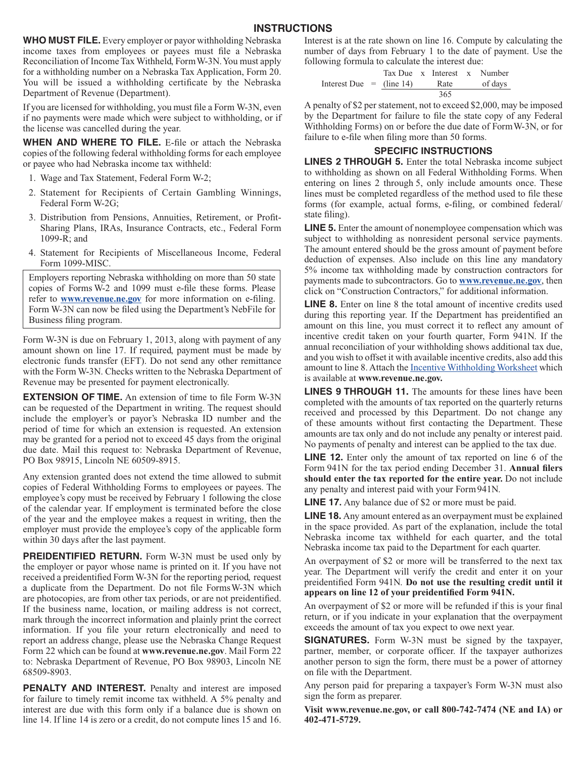# INSTRUCTIONS

**WHO MUST FILE.** Every employer or payor withholding Nebraska income taxes from employees or payees must file a Nebraska Reconciliation of Income Tax Withheld, Form W-3N. You must apply for a withholding number on a Nebraska Tax Application, Form 20. You will be issued a withholding certificate by the Nebraska Department of Revenue (Department).

If you are licensed for withholding, you must file a Form W-3N, even if no payments were made which were subject to withholding, or if the license was cancelled during the year.

**WHEN AND WHERE TO FILE.** E-file or attach the Nebraska copies of the following federal withholding forms for each employee or payee who had Nebraska income tax withheld:

1. Wage and Tax Statement, Federal Form W-2;
2. Statement for Recipients of Certain Gambling Winnings, Federal Form W-2G;
3. Distribution from Pensions, Annuities, Retirement, or Profit-Sharing Plans, IRAs, Insurance Contracts, etc., Federal Form 1099-R; and
4. Statement for Recipients of Miscellaneous Income, Federal Form 1099-MISC.

Employers reporting Nebraska withholding on more than 50 state copies of Forms W-2 and 1099 must e-file these forms. Please refer to **www.revenue.ne.gov** for more information on e-filing. Form W-3N can now be filed using the Department's NebFile for Business filing program.

Form W-3N is due on February 1, 2013, along with payment of any amount shown on line 17. If required, payment must be made by electronic funds transfer (EFT). Do not send any other remittance with the Form W-3N. Checks written to the Nebraska Department of Revenue may be presented for payment electronically.

**EXTENSION OF TIME.** An extension of time to file Form W-3N can be requested of the Department in writing. The request should include the employer's or payor's Nebraska ID number and the period of time for which an extension is requested. An extension may be granted for a period not to exceed 45 days from the original due date. Mail this request to: Nebraska Department of Revenue, PO Box 98915, Lincoln NE 60509-8915.

Any extension granted does not extend the time allowed to submit copies of Federal Withholding Forms to employees or payees. The employee's copy must be received by February 1 following the close of the calendar year. If employment is terminated before the close of the year and the employee makes a request in writing, then the employer must provide the employee's copy of the applicable form within 30 days after the last payment.

**PREIDENTIFIED RETURN.** Form W-3N must be used only by the employer or payor whose name is printed on it. If you have not received a preidentified Form W-3N for the reporting period, request a duplicate from the Department. Do not file Forms W-3N which are photocopies, are from other tax periods, or are not preidentified. If the business name, location, or mailing address is not correct, mark through the incorrect information and plainly print the correct information. If you file your return electronically and need to report an address change, please use the Nebraska Change Request Form 22 which can be found at **www.revenue.ne.gov**. Mail Form 22 to: Nebraska Department of Revenue, PO Box 98903, Lincoln NE 68509-8903.

**PENALTY AND INTEREST.** Penalty and interest are imposed for failure to timely remit income tax withheld. A 5% penalty and interest are due with this form only if a balance due is shown on line 14. If line 14 is zero or a credit, do not compute lines 15 and 16. Interest is at the rate shown on line 16. Compute by calculating the number of days from February 1 to the date of payment. Use the following formula to calculate the interest due:

$$\text{Interest Due} = \frac{\text{Tax Due (line 14)} \times \text{Interest Rate} \times \text{Number of days}}{365}$$

A penalty of $2 per statement, not to exceed $2,000, may be imposed by the Department for failure to file the state copy of any Federal Withholding Forms) on or before the due date of Form W-3N, or for failure to e-file when filing more than 50 forms.

## SPECIFIC INSTRUCTIONS

**LINES 2 THROUGH 5.** Enter the total Nebraska income subject to withholding as shown on all Federal Withholding Forms. When entering on lines 2 through 5, only include amounts once. These lines must be completed regardless of the method used to file these forms (for example, actual forms, e-filing, or combined federal/state filing).

**LINE 5.** Enter the amount of nonemployee compensation which was subject to withholding as nonresident personal service payments. The amount entered should be the gross amount of payment before deduction of expenses. Also include on this line any mandatory 5% income tax withholding made by construction contractors for payments made to subcontractors. Go to **www.revenue.ne.gov**, then click on "Construction Contractors," for additional information.

**LINE 8.** Enter on line 8 the total amount of incentive credits used during this reporting year. If the Department has preidentified an amount on this line, you must correct it to reflect any amount of incentive credit taken on your fourth quarter, Form 941N. If the annual reconciliation of your withholding shows additional tax due, and you wish to offset it with available incentive credits, also add this amount to line 8. Attach the Incentive Withholding Worksheet which is available at **www.revenue.ne.gov.**

**LINES 9 THROUGH 11.** The amounts for these lines have been completed with the amounts of tax reported on the quarterly returns received and processed by this Department. Do not change any of these amounts without first contacting the Department. These amounts are tax only and do not include any penalty or interest paid. No payments of penalty and interest can be applied to the tax due.

**LINE 12.** Enter only the amount of tax reported on line 6 of the Form 941N for the tax period ending December 31. **Annual filers should enter the tax reported for the entire year.** Do not include any penalty and interest paid with your Form 941N.

**LINE 17.** Any balance due of $2 or more must be paid.

**LINE 18.** Any amount entered as an overpayment must be explained in the space provided. As part of the explanation, include the total Nebraska income tax withheld for each quarter, and the total Nebraska income tax paid to the Department for each quarter.

An overpayment of $2 or more will be transferred to the next tax year. The Department will verify the credit and enter it on your preidentified Form 941N. **Do not use the resulting credit until it appears on line 12 of your preidentified Form 941N.**

An overpayment of $2 or more will be refunded if this is your final return, or if you indicate in your explanation that the overpayment exceeds the amount of tax you expect to owe next year.

**SIGNATURES.** Form W-3N must be signed by the taxpayer, partner, member, or corporate officer. If the taxpayer authorizes another person to sign the form, there must be a power of attorney on file with the Department.

Any person paid for preparing a taxpayer's Form W-3N must also sign the form as preparer.

**Visit www.revenue.ne.gov, or call 800-742-7474 (NE and IA) or 402-471-5729.**